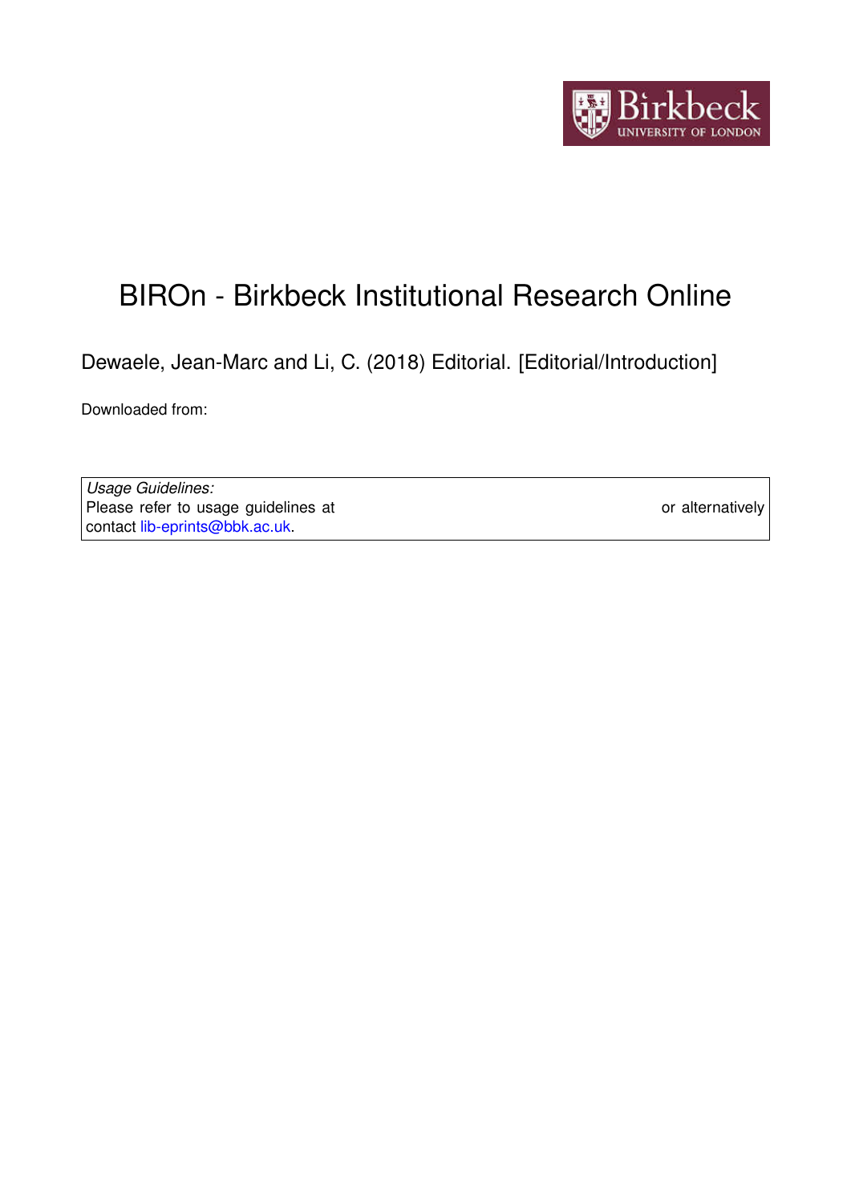# BIROn - Birkbeck Institutional Research Online

Dewaele, Jean-Marc and Li, C. (2018) Editorial. [Editorial/Introduction]

Downloaded from:

*Usage Guidelines:*
Please refer to usage guidelines at or alternatively contact lib-eprints@bbk.ac.uk.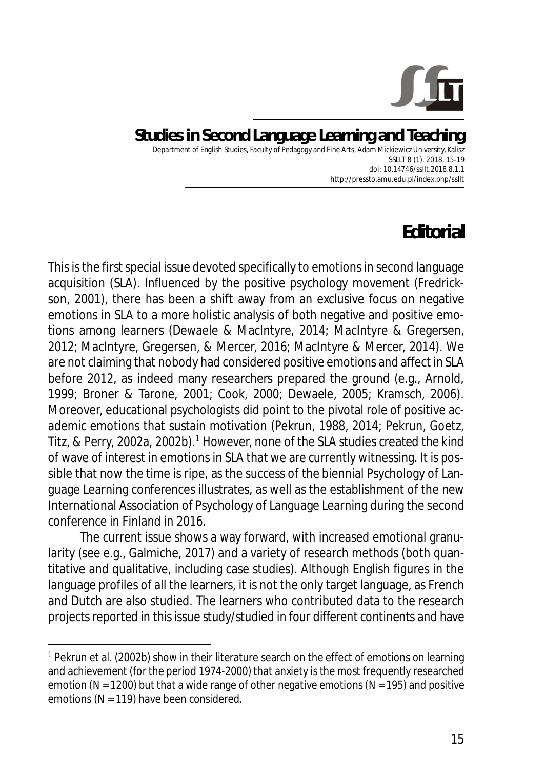# Editorial

This is the first special issue devoted specifically to emotions in second language acquisition (SLA). Influenced by the positive psychology movement (Fredrickson, 2001), there has been a shift away from an exclusive focus on negative emotions in SLA to a more holistic analysis of both negative and positive emotions among learners (Dewaele & MacIntyre, 2014; MacIntyre & Gregersen, 2012; MacIntyre, Gregersen, & Mercer, 2016; MacIntyre & Mercer, 2014). We are not claiming that nobody had considered positive emotions and affect in SLA before 2012, as indeed many researchers prepared the ground (e.g., Arnold, 1999; Broner & Tarone, 2001; Cook, 2000; Dewaele, 2005; Kramsch, 2006). Moreover, educational psychologists did point to the pivotal role of positive academic emotions that sustain motivation (Pekrun, 1988, 2014; Pekrun, Goetz, Titz, & Perry, 2002a, 2002b).[1] However, none of the SLA studies created the kind of wave of interest in emotions in SLA that we are currently witnessing. It is possible that now the time is ripe, as the success of the biennial Psychology of Language Learning conferences illustrates, as well as the establishment of the new International Association of Psychology of Language Learning during the second conference in Finland in 2016.

The current issue shows a way forward, with increased emotional granularity (see e.g., Galmiche, 2017) and a variety of research methods (both quantitative and qualitative, including case studies). Although English figures in the language profiles of all the learners, it is not the only target language, as French and Dutch are also studied. The learners who contributed data to the research projects reported in this issue study/studied in four different continents and have

[1] Pekrun et al. (2002b) show in their literature search on the effect of emotions on learning and achievement (for the period 1974-2000) that anxiety is the most frequently researched emotion ($N = 1200$) but that a wide range of other negative emotions ($N = 195$) and positive emotions ($N = 119$) have been considered.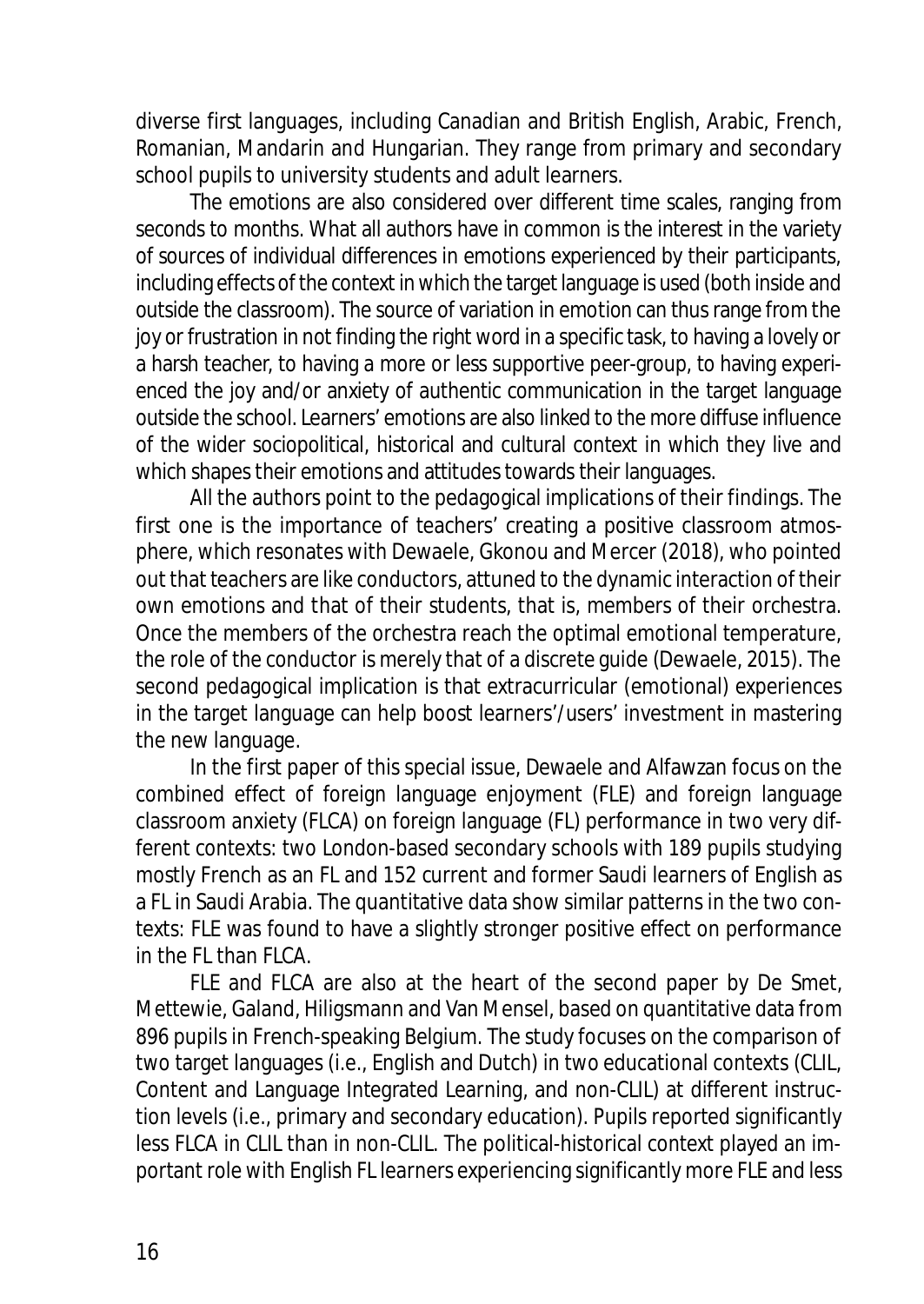diverse first languages, including Canadian and British English, Arabic, French, Romanian, Mandarin and Hungarian. They range from primary and secondary school pupils to university students and adult learners.

The emotions are also considered over different time scales, ranging from seconds to months. What all authors have in common is the interest in the variety of sources of individual differences in emotions experienced by their participants, including effects of the context in which the target language is used (both inside and outside the classroom). The source of variation in emotion can thus range from the joy or frustration in not finding the right word in a specific task, to having a lovely or a harsh teacher, to having a more or less supportive peer-group, to having experienced the joy and/or anxiety of authentic communication in the target language outside the school. Learners' emotions are also linked to the more diffuse influence of the wider sociopolitical, historical and cultural context in which they live and which shapes their emotions and attitudes towards their languages.

All the authors point to the pedagogical implications of their findings. The first one is the importance of teachers' creating a positive classroom atmosphere, which resonates with Dewaele, Gkonou and Mercer (2018), who pointed out that teachers are like conductors, attuned to the dynamic interaction of their own emotions and that of their students, that is, members of their orchestra. Once the members of the orchestra reach the optimal emotional temperature, the role of the conductor is merely that of a discrete guide (Dewaele, 2015). The second pedagogical implication is that extracurricular (emotional) experiences in the target language can help boost learners'/users' investment in mastering the new language.

In the first paper of this special issue, Dewaele and Alfawzan focus on the combined effect of foreign language enjoyment (FLE) and foreign language classroom anxiety (FLCA) on foreign language (FL) performance in two very different contexts: two London-based secondary schools with 189 pupils studying mostly French as an FL and 152 current and former Saudi learners of English as a FL in Saudi Arabia. The quantitative data show similar patterns in the two contexts: FLE was found to have a slightly stronger positive effect on performance in the FL than FLCA.

FLE and FLCA are also at the heart of the second paper by De Smet, Mettewie, Galand, Hiligsmann and Van Mensel, based on quantitative data from 896 pupils in French-speaking Belgium. The study focuses on the comparison of two target languages (i.e., English and Dutch) in two educational contexts (CLIL, Content and Language Integrated Learning, and non-CLIL) at different instruction levels (i.e., primary and secondary education). Pupils reported significantly less FLCA in CLIL than in non-CLIL. The political-historical context played an important role with English FL learners experiencing significantly more FLE and less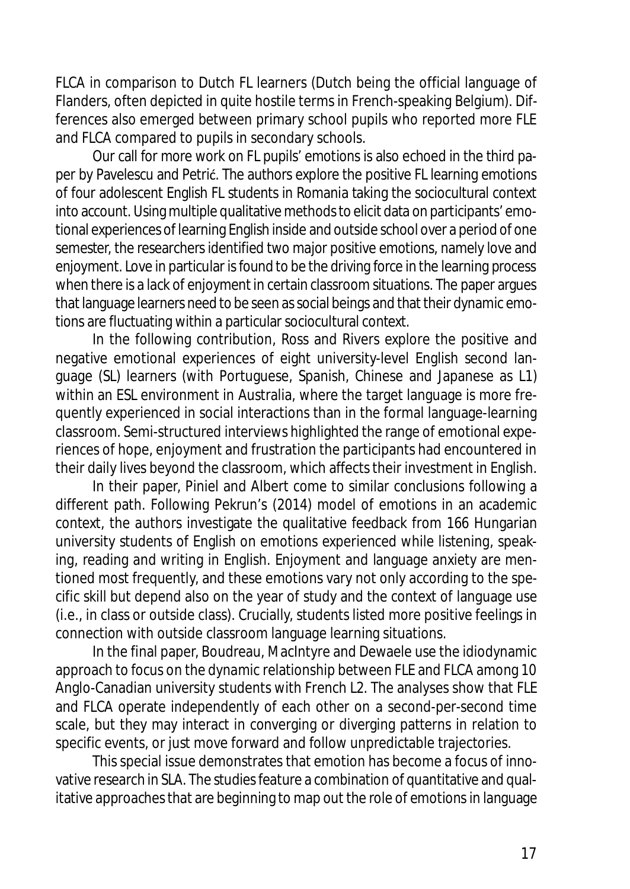FLCA in comparison to Dutch FL learners (Dutch being the official language of Flanders, often depicted in quite hostile terms in French-speaking Belgium). Differences also emerged between primary school pupils who reported more FLE and FLCA compared to pupils in secondary schools.

Our call for more work on FL pupils' emotions is also echoed in the third paper by Pavelescu and Petrić. The authors explore the positive FL learning emotions of four adolescent English FL students in Romania taking the sociocultural context into account. Using multiple qualitative methods to elicit data on participants' emotional experiences of learning English inside and outside school over a period of one semester, the researchers identified two major positive emotions, namely love and enjoyment. Love in particular is found to be the driving force in the learning process when there is a lack of enjoyment in certain classroom situations. The paper argues that language learners need to be seen as social beings and that their dynamic emotions are fluctuating within a particular sociocultural context.

In the following contribution, Ross and Rivers explore the positive and negative emotional experiences of eight university-level English second language (SL) learners (with Portuguese, Spanish, Chinese and Japanese as L1) within an ESL environment in Australia, where the target language is more frequently experienced in social interactions than in the formal language-learning classroom. Semi-structured interviews highlighted the range of emotional experiences of hope, enjoyment and frustration the participants had encountered in their daily lives beyond the classroom, which affects their investment in English.

In their paper, Piniel and Albert come to similar conclusions following a different path. Following Pekrun's (2014) model of emotions in an academic context, the authors investigate the qualitative feedback from 166 Hungarian university students of English on emotions experienced while listening, speaking, reading and writing in English. Enjoyment and language anxiety are mentioned most frequently, and these emotions vary not only according to the specific skill but depend also on the year of study and the context of language use (i.e., in class or outside class). Crucially, students listed more positive feelings in connection with outside classroom language learning situations.

In the final paper, Boudreau, MacIntyre and Dewaele use the idiodynamic approach to focus on the dynamic relationship between FLE and FLCA among 10 Anglo-Canadian university students with French L2. The analyses show that FLE and FLCA operate independently of each other on a second-per-second time scale, but they may interact in converging or diverging patterns in relation to specific events, or just move forward and follow unpredictable trajectories.

This special issue demonstrates that emotion has become a focus of innovative research in SLA. The studies feature a combination of quantitative and qualitative approaches that are beginning to map out the role of emotions in language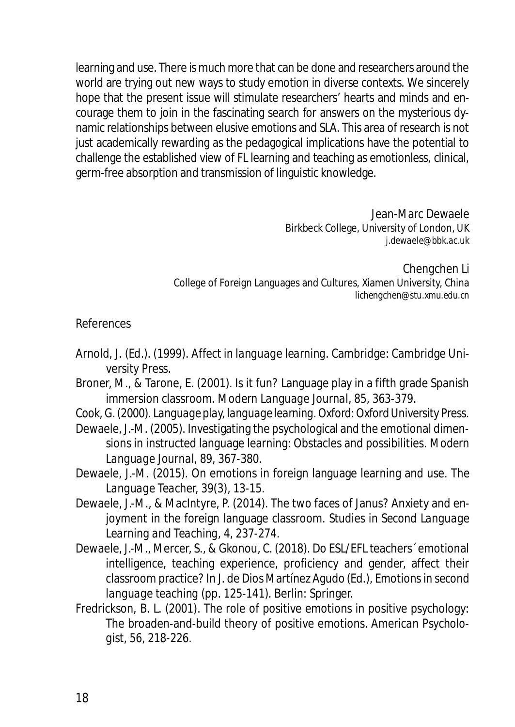learning and use. There is much more that can be done and researchers around the world are trying out new ways to study emotion in diverse contexts. We sincerely hope that the present issue will stimulate researchers' hearts and minds and encourage them to join in the fascinating search for answers on the mysterious dynamic relationships between elusive emotions and SLA. This area of research is not just academically rewarding as the pedagogical implications have the potential to challenge the established view of FL learning and teaching as emotionless, clinical, germ-free absorption and transmission of linguistic knowledge.

Jean-Marc Dewaele
Birkbeck College, University of London, UK
j.dewaele@bbk.ac.uk

Chengchen Li
College of Foreign Languages and Cultures, Xiamen University, China
lichengchen@stu.xmu.edu.cn

References

Arnold, J. (Ed.). (1999). *Affect in language learning*. Cambridge: Cambridge University Press.

Broner, M., & Tarone, E. (2001). Is it fun? Language play in a fifth grade Spanish immersion classroom. *Modern Language Journal*, *85*, 363-379.

Cook, G. (2000). *Language play, language learning*. Oxford: Oxford University Press.

Dewaele, J.-M. (2005). Investigating the psychological and the emotional dimensions in instructed language learning: Obstacles and possibilities. *Modern Language Journal*, *89*, 367-380.

Dewaele, J.-M. (2015). On emotions in foreign language learning and use. *The Language Teacher*, *39*(3), 13-15.

Dewaele, J.-M., & MacIntyre, P. (2014). The two faces of Janus? Anxiety and enjoyment in the foreign language classroom. *Studies in Second Language Learning and Teaching*, *4*, 237-274.

Dewaele, J.-M., Mercer, S., & Gkonou, C. (2018). Do ESL/EFL teachers´ emotional intelligence, teaching experience, proficiency and gender, affect their classroom practice? In J. de Dios Martínez Agudo (Ed.), *Emotions in second language teaching* (pp. 125-141). Berlin: Springer.

Fredrickson, B. L. (2001). The role of positive emotions in positive psychology: The broaden-and-build theory of positive emotions. *American Psychologist*, *56*, 218-226.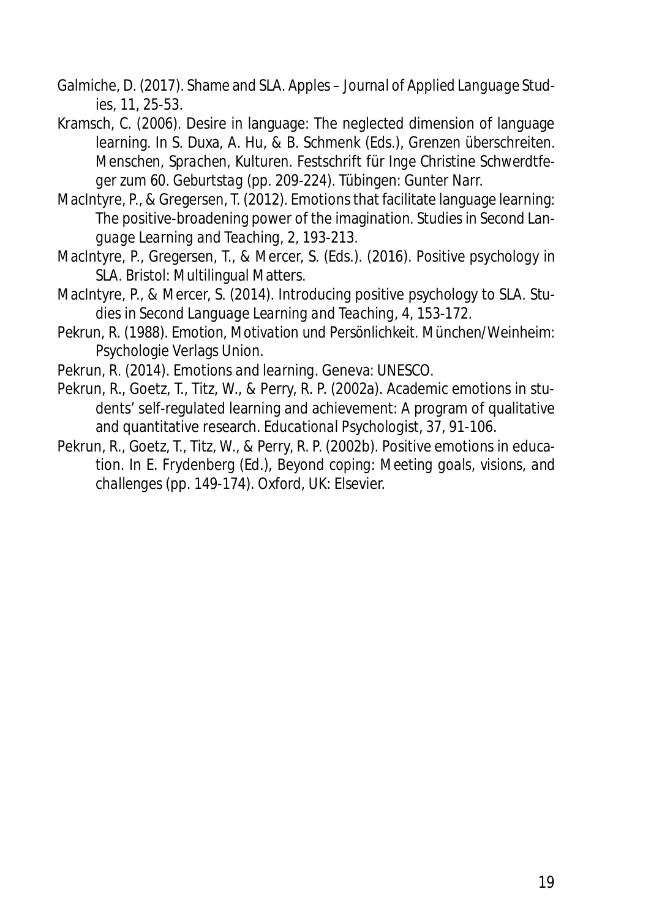Galmiche, D. (2017). Shame and SLA. *Apples – Journal of Applied Language Studies, 11*, 25-53.

Kramsch, C. (2006). Desire in language: The neglected dimension of language learning. In S. Duxa, A. Hu, & B. Schmenk (Eds.), *Grenzen überschreiten. Menschen, Sprachen, Kulturen. Festschrift für Inge Christine Schwerdtfeger zum 60. Geburtstag* (pp. 209-224). Tübingen: Gunter Narr.

MacIntyre, P., & Gregersen, T. (2012). Emotions that facilitate language learning: The positive-broadening power of the imagination. *Studies in Second Language Learning and Teaching, 2*, 193-213.

MacIntyre, P., Gregersen, T., & Mercer, S. (Eds.). (2016). *Positive psychology in SLA*. Bristol: Multilingual Matters.

MacIntyre, P., & Mercer, S. (2014). Introducing positive psychology to SLA. *Studies in Second Language Learning and Teaching, 4*, 153-172.

Pekrun, R. (1988). *Emotion, Motivation und Persönlichkeit*. München/Weinheim: Psychologie Verlags Union.

Pekrun, R. (2014). *Emotions and learning*. Geneva: UNESCO.

Pekrun, R., Goetz, T., Titz, W., & Perry, R. P. (2002a). Academic emotions in students' self-regulated learning and achievement: A program of qualitative and quantitative research. *Educational Psychologist, 37*, 91-106.

Pekrun, R., Goetz, T., Titz, W., & Perry, R. P. (2002b). Positive emotions in education. In E. Frydenberg (Ed.), *Beyond coping: Meeting goals, visions, and challenges* (pp. 149-174). Oxford, UK: Elsevier.